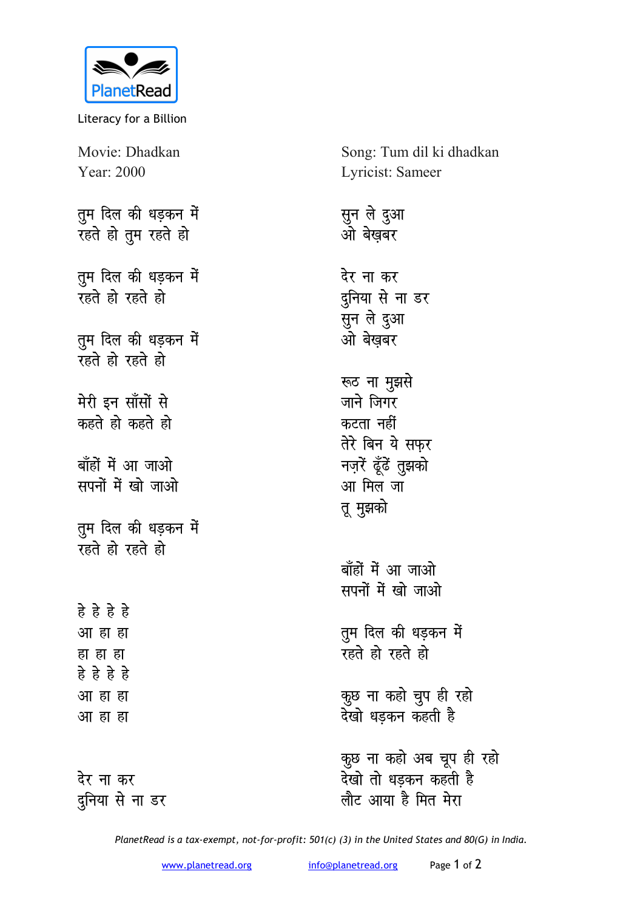PlanetRead

Literacy for a Billion

Movie: Dhadkan
Year: 2000

Song: Tum dil ki dhadkan
Lyricist: Sameer

तुम दिल की धड़कन में
रहते हो तुम रहते हो

तुम दिल की धड़कन में
रहते हो रहते हो

तुम दिल की धड़कन में
रहते हो रहते हो

मेरी इन साँसों से
कहते हो कहते हो

बाँहों में आ जाओ
सपनों में खो जाओ

तुम दिल की धड़कन में
रहते हो रहते हो

हे हे हे हे
आ हा हा
हा हा हा
हे हे हे हे
आ हा हा
आ हा हा

देर ना कर
दुनिया से ना डर

सुन ले दुआ
ओ बेख़बर

देर ना कर
दुनिया से ना डर
सुन ले दुआ
ओ बेख़बर

रूठ ना मुझसे
जाने जिगर
कटता नहीं
तेरे बिन ये सफ़र
नज़रें ढूँढें तुझको
आ मिल जा
तू मुझको

बाँहों में आ जाओ
सपनों में खो जाओ

तुम दिल की धड़कन में
रहते हो रहते हो

कुछ ना कहो चुप ही रहो
देखो धड़कन कहती है

कुछ ना कहो अब चूप ही रहो
देखो तो धड़कन कहती है
लौट आया है मित मेरा

*PlanetRead is a tax-exempt, not-for-profit: 501(c) (3) in the United States and 80(G) in India.*

www.planetread.org info@planetread.org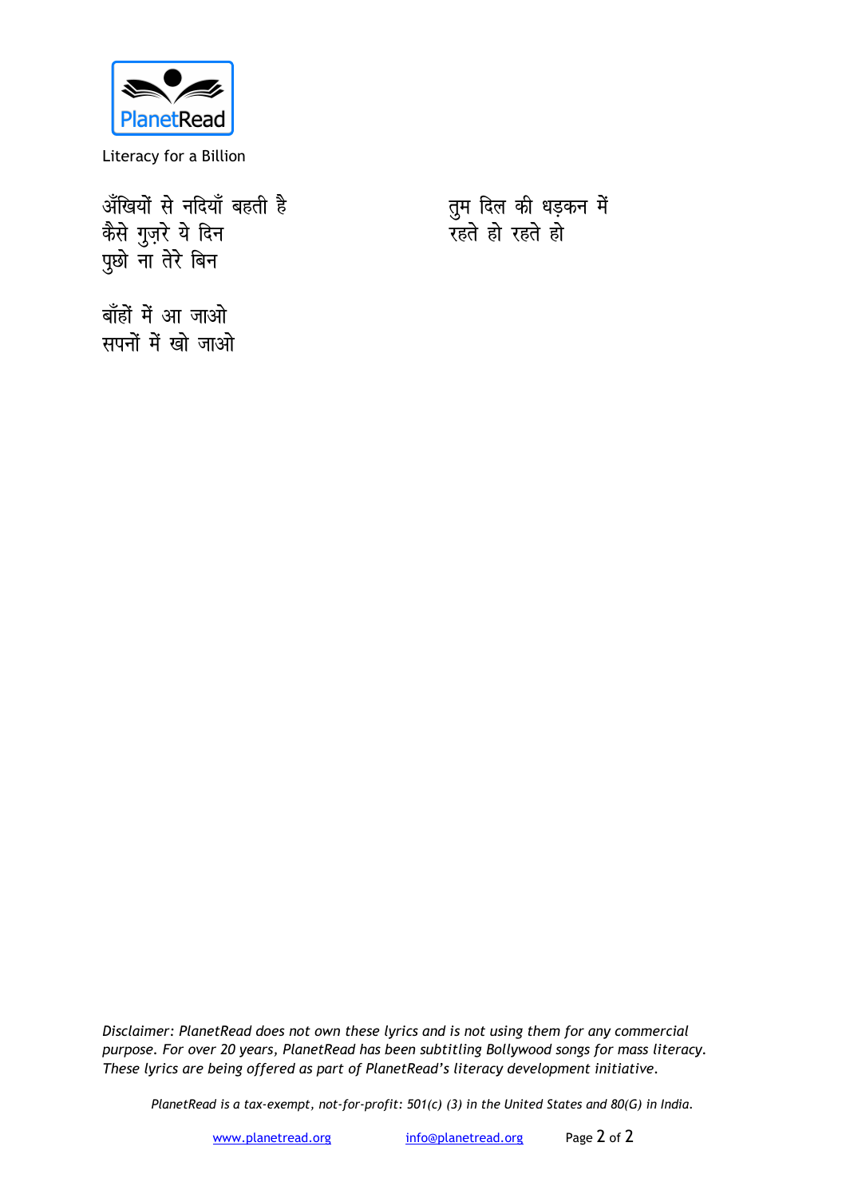Literacy for a Billion

अँखियों से नदियाँ बहती है
कैसे गुज़रे ये दिन
पुछो ना तेरे बिन

बाँहों में आ जाओ
सपनों में खो जाओ

तुम दिल की धड़कन में
रहते हो रहते हो

*Disclaimer: PlanetRead does not own these lyrics and is not using them for any commercial purpose. For over 20 years, PlanetRead has been subtitling Bollywood songs for mass literacy. These lyrics are being offered as part of PlanetRead's literacy development initiative.*

*PlanetRead is a tax-exempt, not-for-profit: 501(c) (3) in the United States and 80(G) in India.*

www.planetread.org    info@planetread.org